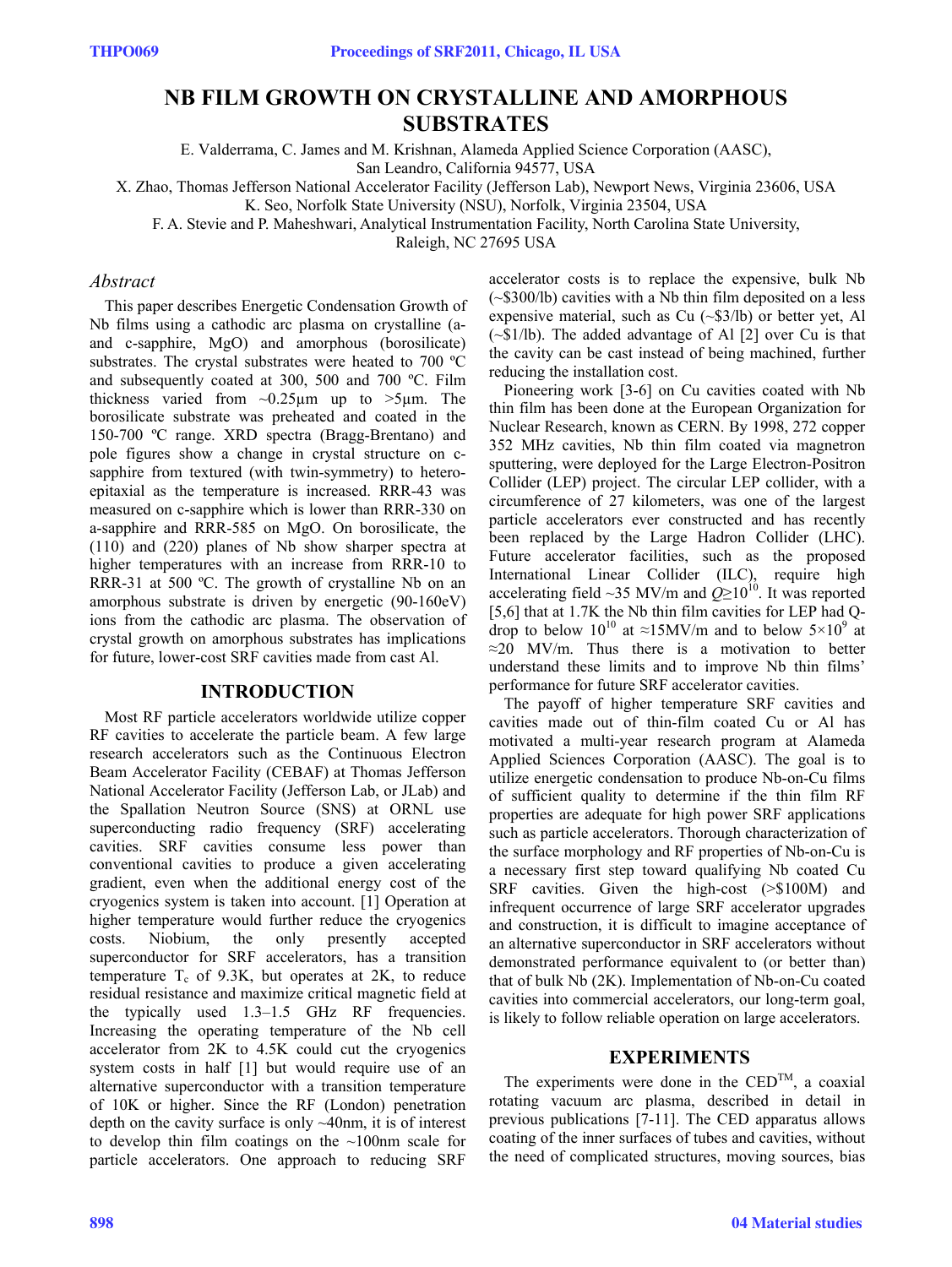# NB FILM GROWTH ON CRYSTALLINE AND AMORPHOUS SUBSTRATES

E. Valderrama, C. James and M. Krishnan, Alameda Applied Science Corporation (AASC), San Leandro, California 94577, USA

X. Zhao, Thomas Jefferson National Accelerator Facility (Jefferson Lab), Newport News, Virginia 23606, USA

K. Seo, Norfolk State University (NSU), Norfolk, Virginia 23504, USA

F. A. Stevie and P. Maheshwari, Analytical Instrumentation Facility, North Carolina State University, Raleigh, NC 27695 USA

## *Abstract*

This paper describes Energetic Condensation Growth of Nb films using a cathodic arc plasma on crystalline (a- and c-sapphire, MgO) and amorphous (borosilicate) substrates. The crystal substrates were heated to 700 ºC and subsequently coated at 300, 500 and 700 ºC. Film thickness varied from ~0.25μm up to >5μm. The borosilicate substrate was preheated and coated in the 150-700 ºC range. XRD spectra (Bragg-Brentano) and pole figures show a change in crystal structure on c-sapphire from textured (with twin-symmetry) to hetero-epitaxial as the temperature is increased. RRR-43 was measured on c-sapphire which is lower than RRR-330 on a-sapphire and RRR-585 on MgO. On borosilicate, the (110) and (220) planes of Nb show sharper spectra at higher temperatures with an increase from RRR-10 to RRR-31 at 500 ºC. The growth of crystalline Nb on an amorphous substrate is driven by energetic (90-160eV) ions from the cathodic arc plasma. The observation of crystal growth on amorphous substrates has implications for future, lower-cost SRF cavities made from cast Al.

## INTRODUCTION

Most RF particle accelerators worldwide utilize copper RF cavities to accelerate the particle beam. A few large research accelerators such as the Continuous Electron Beam Accelerator Facility (CEBAF) at Thomas Jefferson National Accelerator Facility (Jefferson Lab, or JLab) and the Spallation Neutron Source (SNS) at ORNL use superconducting radio frequency (SRF) accelerating cavities. SRF cavities consume less power than conventional cavities to produce a given accelerating gradient, even when the additional energy cost of the cryogenics system is taken into account. [1] Operation at higher temperature would further reduce the cryogenics costs. Niobium, the only presently accepted superconductor for SRF accelerators, has a transition temperature $T_c$ of 9.3K, but operates at 2K, to reduce residual resistance and maximize critical magnetic field at the typically used 1.3–1.5 GHz RF frequencies. Increasing the operating temperature of the Nb cell accelerator from 2K to 4.5K could cut the cryogenics system costs in half [1] but would require use of an alternative superconductor with a transition temperature of 10K or higher. Since the RF (London) penetration depth on the cavity surface is only ~40nm, it is of interest to develop thin film coatings on the ~100nm scale for particle accelerators. One approach to reducing SRF accelerator costs is to replace the expensive, bulk Nb (~\$300/lb) cavities with a Nb thin film deposited on a less expensive material, such as Cu (~\$3/lb) or better yet, Al (~\$1/lb). The added advantage of Al [2] over Cu is that the cavity can be cast instead of being machined, further reducing the installation cost.

Pioneering work [3-6] on Cu cavities coated with Nb thin film has been done at the European Organization for Nuclear Research, known as CERN. By 1998, 272 copper 352 MHz cavities, Nb thin film coated via magnetron sputtering, were deployed for the Large Electron-Positron Collider (LEP) project. The circular LEP collider, with a circumference of 27 kilometers, was one of the largest particle accelerators ever constructed and has recently been replaced by the Large Hadron Collider (LHC). Future accelerator facilities, such as the proposed International Linear Collider (ILC), require high accelerating field ~35 MV/m and $Q \geq 10^{10}$. It was reported [5,6] that at 1.7K the Nb thin film cavities for LEP had Q-drop to below $10^{10}$ at ≈15MV/m and to below $5 \times 10^9$ at ≈20 MV/m. Thus there is a motivation to better understand these limits and to improve Nb thin films' performance for future SRF accelerator cavities.

The payoff of higher temperature SRF cavities and cavities made out of thin-film coated Cu or Al has motivated a multi-year research program at Alameda Applied Sciences Corporation (AASC). The goal is to utilize energetic condensation to produce Nb-on-Cu films of sufficient quality to determine if the thin film RF properties are adequate for high power SRF applications such as particle accelerators. Thorough characterization of the surface morphology and RF properties of Nb-on-Cu is a necessary first step toward qualifying Nb coated Cu SRF cavities. Given the high-cost (>\$100M) and infrequent occurrence of large SRF accelerator upgrades and construction, it is difficult to imagine acceptance of an alternative superconductor in SRF accelerators without demonstrated performance equivalent to (or better than) that of bulk Nb (2K). Implementation of Nb-on-Cu coated cavities into commercial accelerators, our long-term goal, is likely to follow reliable operation on large accelerators.

## EXPERIMENTS

The experiments were done in the CED™, a coaxial rotating vacuum arc plasma, described in detail in previous publications [7-11]. The CED apparatus allows coating of the inner surfaces of tubes and cavities, without the need of complicated structures, moving sources, bias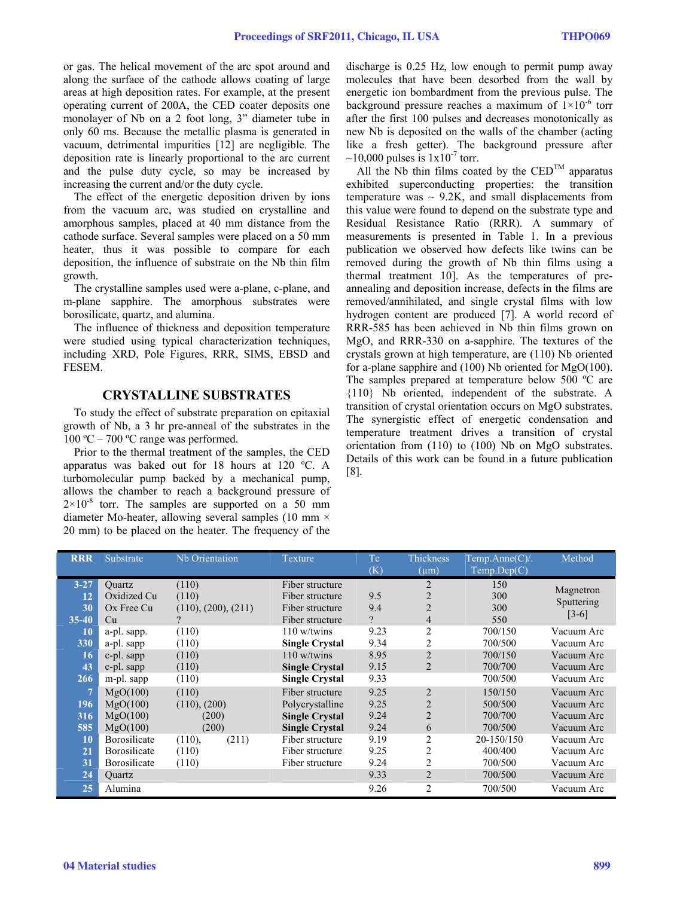or gas. The helical movement of the arc spot around and along the surface of the cathode allows coating of large areas at high deposition rates. For example, at the present operating current of 200A, the CED coater deposits one monolayer of Nb on a 2 foot long, 3" diameter tube in only 60 ms. Because the metallic plasma is generated in vacuum, detrimental impurities [12] are negligible. The deposition rate is linearly proportional to the arc current and the pulse duty cycle, so may be increased by increasing the current and/or the duty cycle.

The effect of the energetic deposition driven by ions from the vacuum arc, was studied on crystalline and amorphous samples, placed at 40 mm distance from the cathode surface. Several samples were placed on a 50 mm heater, thus it was possible to compare for each deposition, the influence of substrate on the Nb thin film growth.

The crystalline samples used were a-plane, c-plane, and m-plane sapphire. The amorphous substrates were borosilicate, quartz, and alumina.

The influence of thickness and deposition temperature were studied using typical characterization techniques, including XRD, Pole Figures, RRR, SIMS, EBSD and FESEM.

## CRYSTALLINE SUBSTRATES

To study the effect of substrate preparation on epitaxial growth of Nb, a 3 hr pre-anneal of the substrates in the 100 ºC – 700 ºC range was performed.

Prior to the thermal treatment of the samples, the CED apparatus was baked out for 18 hours at 120 ºC. A turbomolecular pump backed by a mechanical pump, allows the chamber to reach a background pressure of $2\times10^{-8}$ torr. The samples are supported on a 50 mm diameter Mo-heater, allowing several samples (10 mm × 20 mm) to be placed on the heater. The frequency of the discharge is 0.25 Hz, low enough to permit pump away molecules that have been desorbed from the wall by energetic ion bombardment from the previous pulse. The background pressure reaches a maximum of $1\times10^{-6}$ torr after the first 100 pulses and decreases monotonically as new Nb is deposited on the walls of the chamber (acting like a fresh getter). The background pressure after ~10,000 pulses is $1\text{x}10^{-7}$ torr.

All the Nb thin films coated by the CED™ apparatus exhibited superconducting properties: the transition temperature was ~ 9.2K, and small displacements from this value were found to depend on the substrate type and Residual Resistance Ratio (RRR). A summary of measurements is presented in Table 1. In a previous publication we observed how defects like twins can be removed during the growth of Nb thin films using a thermal treatment 10]. As the temperatures of pre-annealing and deposition increase, defects in the films are removed/annihilated, and single crystal films with low hydrogen content are produced [7]. A world record of RRR-585 has been achieved in Nb thin films grown on MgO, and RRR-330 on a-sapphire. The textures of the crystals grown at high temperature, are (110) Nb oriented for a-plane sapphire and (100) Nb oriented for MgO(100). The samples prepared at temperature below 500 ºC are {110} Nb oriented, independent of the substrate. A transition of crystal orientation occurs on MgO substrates. The synergistic effect of energetic condensation and temperature treatment drives a transition of crystal orientation from (110) to (100) Nb on MgO substrates. Details of this work can be found in a future publication [8].

| RRR | Substrate | Nb Orientation | Texture | Tc (K) | Thickness (μm) | Temp.Anne(C)/. Temp.Dep(C) | Method |
|---|---|---|---|---|---|---|---|
| **3-27** | Quartz | (110) | Fiber structure | | 2 | 150 | Magnetron Sputtering [3-6] |
| **12** | Oxidized Cu | (110) | Fiber structure | 9.5 | 2 | 300 | |
| **30** | Ox Free Cu | (110), (200), (211) | Fiber structure | 9.4 | 2 | 300 | |
| **35-40** | Cu | ? | Fiber structure | ? | 4 | 550 | |
| **10** | a-pl. sapp. | (110) | 110 w/twins | 9.23 | 2 | 700/150 | Vacuum Arc |
| **330** | a-pl. sapp | (110) | **Single Crystal** | 9.34 | 2 | 700/500 | Vacuum Arc |
| **16** | c-pl. sapp | (110) | 110 w/twins | 8.95 | 2 | 700/150 | Vacuum Arc |
| **43** | c-pl. sapp | (110) | **Single Crystal** | 9.15 | 2 | 700/700 | Vacuum Arc |
| **266** | m-pl. sapp | (110) | **Single Crystal** | 9.33 | | 700/500 | Vacuum Arc |
| **7** | MgO(100) | (110) | Fiber structure | 9.25 | 2 | 150/150 | Vacuum Arc |
| **196** | MgO(100) | (110), (200) | Polycrystalline | 9.25 | 2 | 500/500 | Vacuum Arc |
| **316** | MgO(100) | (200) | **Single Crystal** | 9.24 | 2 | 700/700 | Vacuum Arc |
| **585** | MgO(100) | (200) | **Single Crystal** | 9.24 | 6 | 700/500 | Vacuum Arc |
| **10** | Borosilicate | (110), (211) | Fiber structure | 9.19 | 2 | 20-150/150 | Vacuum Arc |
| **21** | Borosilicate | (110) | Fiber structure | 9.25 | 2 | 400/400 | Vacuum Arc |
| **31** | Borosilicate | (110) | Fiber structure | 9.24 | 2 | 700/500 | Vacuum Arc |
| **24** | Quartz | | | 9.33 | 2 | 700/500 | Vacuum Arc |
| **25** | Alumina | | | 9.26 | 2 | 700/500 | Vacuum Arc |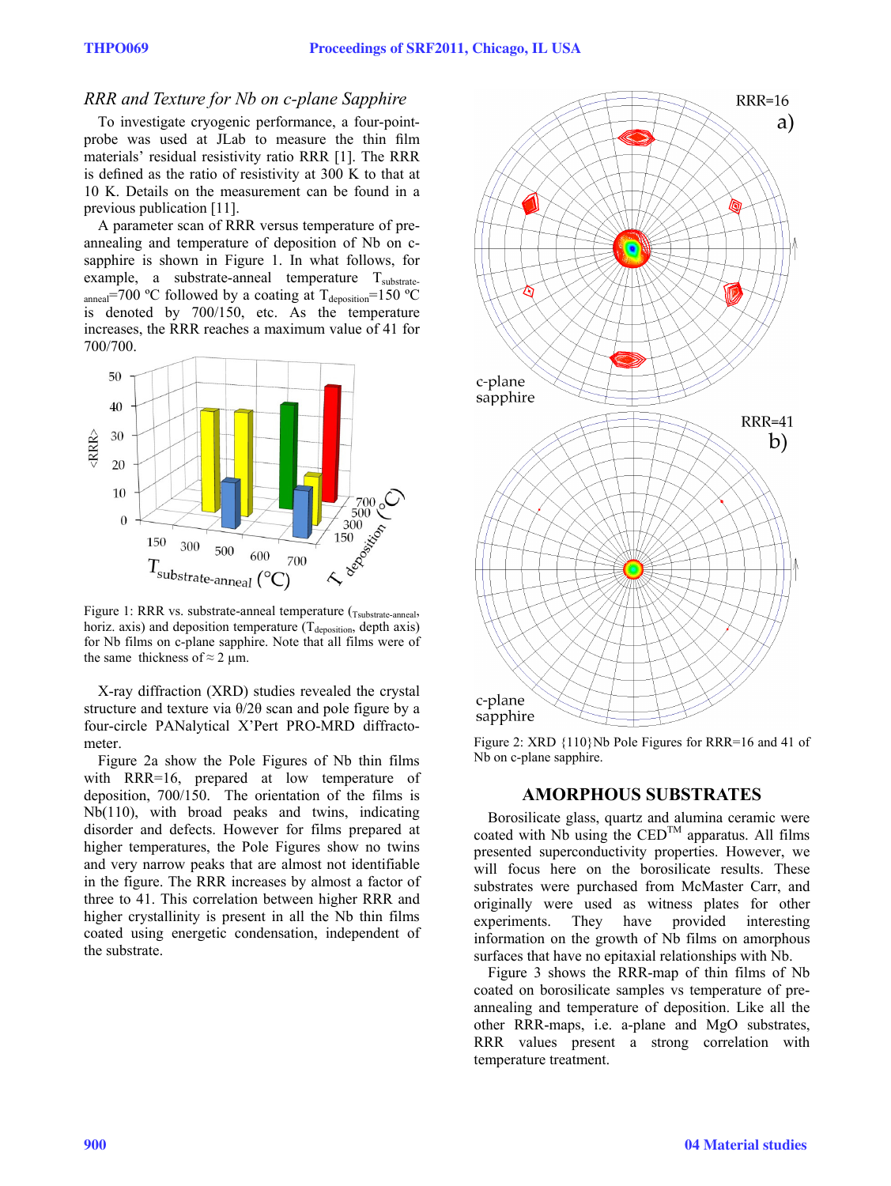### *RRR and Texture for Nb on c-plane Sapphire*

To investigate cryogenic performance, a four-point-probe was used at JLab to measure the thin film materials' residual resistivity ratio RRR [1]. The RRR is defined as the ratio of resistivity at 300 K to that at 10 K. Details on the measurement can be found in a previous publication [11].

A parameter scan of RRR versus temperature of pre-annealing and temperature of deposition of Nb on c-sapphire is shown in Figure 1. In what follows, for example, a substrate-anneal temperature $T_{substrate-anneal}$=700 ºC followed by a coating at $T_{deposition}$=150 ºC is denoted by 700/150, etc. As the temperature increases, the RRR reaches a maximum value of 41 for 700/700.

Figure 1: RRR vs. substrate-anneal temperature ($T_{substrate-anneal}$, horiz. axis) and deposition temperature ($T_{deposition}$, depth axis) for Nb films on c-plane sapphire. Note that all films were of the same thickness of ≈ 2 μm.

X-ray diffraction (XRD) studies revealed the crystal structure and texture via θ/2θ scan and pole figure by a four-circle PANalytical X'Pert PRO-MRD diffractometer.

Figure 2a show the Pole Figures of Nb thin films with RRR=16, prepared at low temperature of deposition, 700/150. The orientation of the films is Nb(110), with broad peaks and twins, indicating disorder and defects. However for films prepared at higher temperatures, the Pole Figures show no twins and very narrow peaks that are almost not identifiable in the figure. The RRR increases by almost a factor of three to 41. This correlation between higher RRR and higher crystallinity is present in all the Nb thin films coated using energetic condensation, independent of the substrate.

Figure 2: XRD {110}Nb Pole Figures for RRR=16 and 41 of Nb on c-plane sapphire.

## AMORPHOUS SUBSTRATES

Borosilicate glass, quartz and alumina ceramic were coated with Nb using the CED™ apparatus. All films presented superconductivity properties. However, we will focus here on the borosilicate results. These substrates were purchased from McMaster Carr, and originally were used as witness plates for other experiments. They have provided interesting information on the growth of Nb films on amorphous surfaces that have no epitaxial relationships with Nb.

Figure 3 shows the RRR-map of thin films of Nb coated on borosilicate samples vs temperature of pre-annealing and temperature of deposition. Like all the other RRR-maps, i.e. a-plane and MgO substrates, RRR values present a strong correlation with temperature treatment.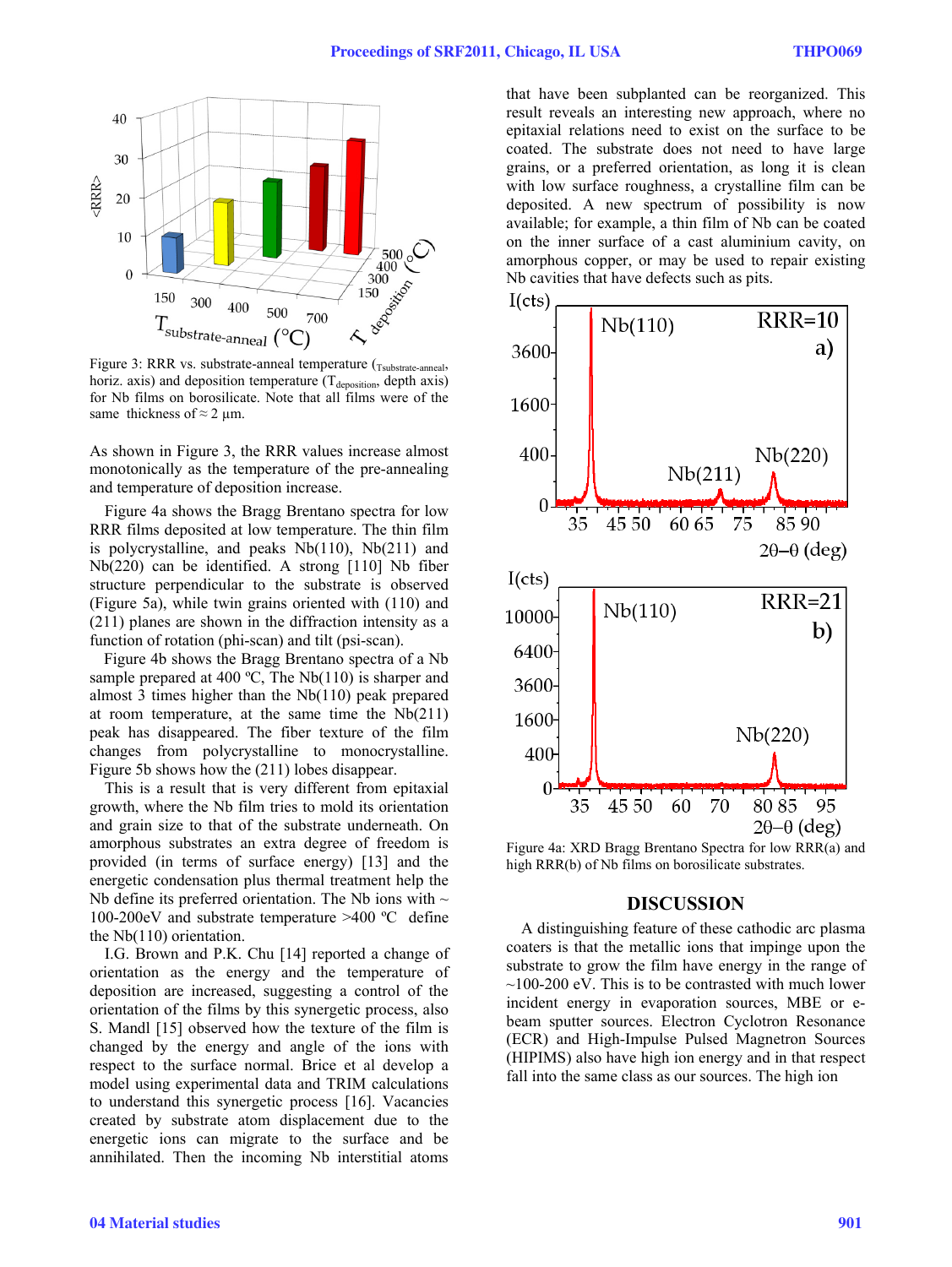Figure 3: RRR vs. substrate-anneal temperature ($T_{substrate\text{-}anneal}$, horiz. axis) and deposition temperature ($T_{deposition}$, depth axis) for Nb films on borosilicate. Note that all films were of the same thickness of ≈ 2 µm.

As shown in Figure 3, the RRR values increase almost monotonically as the temperature of the pre-annealing and temperature of deposition increase.

Figure 4a shows the Bragg Brentano spectra for low RRR films deposited at low temperature. The thin film is polycrystalline, and peaks Nb(110), Nb(211) and Nb(220) can be identified. A strong [110] Nb fiber structure perpendicular to the substrate is observed (Figure 5a), while twin grains oriented with (110) and (211) planes are shown in the diffraction intensity as a function of rotation (phi-scan) and tilt (psi-scan).

Figure 4b shows the Bragg Brentano spectra of a Nb sample prepared at 400 ºC, The Nb(110) is sharper and almost 3 times higher than the Nb(110) peak prepared at room temperature, at the same time the Nb(211) peak has disappeared. The fiber texture of the film changes from polycrystalline to monocrystalline. Figure 5b shows how the (211) lobes disappear.

This is a result that is very different from epitaxial growth, where the Nb film tries to mold its orientation and grain size to that of the substrate underneath. On amorphous substrates an extra degree of freedom is provided (in terms of surface energy) [13] and the energetic condensation plus thermal treatment help the Nb define its preferred orientation. The Nb ions with ~ 100-200eV and substrate temperature >400 ºC define the Nb(110) orientation.

I.G. Brown and P.K. Chu [14] reported a change of orientation as the energy and the temperature of deposition are increased, suggesting a control of the orientation of the films by this synergetic process, also S. Mandl [15] observed how the texture of the film is changed by the energy and angle of the ions with respect to the surface normal. Brice et al develop a model using experimental data and TRIM calculations to understand this synergetic process [16]. Vacancies created by substrate atom displacement due to the energetic ions can migrate to the surface and be annihilated. Then the incoming Nb interstitial atoms that have been subplanted can be reorganized. This result reveals an interesting new approach, where no epitaxial relations need to exist on the surface to be coated. The substrate does not need to have large grains, or a preferred orientation, as long it is clean with low surface roughness, a crystalline film can be deposited. A new spectrum of possibility is now available; for example, a thin film of Nb can be coated on the inner surface of a cast aluminium cavity, on amorphous copper, or may be used to repair existing Nb cavities that have defects such as pits.

Figure 4a: XRD Bragg Brentano Spectra for low RRR(a) and high RRR(b) of Nb films on borosilicate substrates.

## DISCUSSION

A distinguishing feature of these cathodic arc plasma coaters is that the metallic ions that impinge upon the substrate to grow the film have energy in the range of ~100-200 eV. This is to be contrasted with much lower incident energy in evaporation sources, MBE or e-beam sputter sources. Electron Cyclotron Resonance (ECR) and High-Impulse Pulsed Magnetron Sources (HIPIMS) also have high ion energy and in that respect fall into the same class as our sources. The high ion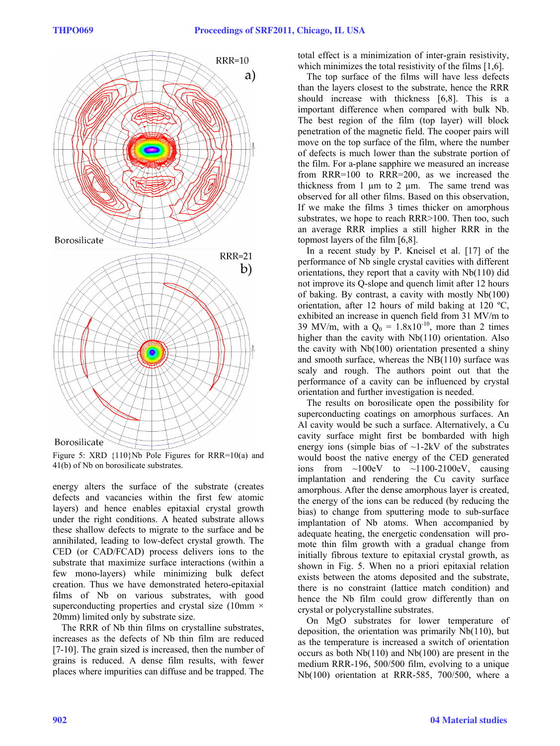Figure 5: XRD {110}Nb Pole Figures for RRR=10(a) and 41(b) of Nb on borosilicate substrates.

energy alters the surface of the substrate (creates defects and vacancies within the first few atomic layers) and hence enables epitaxial crystal growth under the right conditions. A heated substrate allows these shallow defects to migrate to the surface and be annihilated, leading to low-defect crystal growth. The CED (or CAD/FCAD) process delivers ions to the substrate that maximize surface interactions (within a few mono-layers) while minimizing bulk defect creation. Thus we have demonstrated hetero-epitaxial films of Nb on various substrates, with good superconducting properties and crystal size (10mm × 20mm) limited only by substrate size.

The RRR of Nb thin films on crystalline substrates, increases as the defects of Nb thin film are reduced [7-10]. The grain sized is increased, then the number of grains is reduced. A dense film results, with fewer places where impurities can diffuse and be trapped. The total effect is a minimization of inter-grain resistivity, which minimizes the total resistivity of the films [1,6].

The top surface of the films will have less defects than the layers closest to the substrate, hence the RRR should increase with thickness [6,8]. This is a important difference when compared with bulk Nb. The best region of the film (top layer) will block penetration of the magnetic field. The cooper pairs will move on the top surface of the film, where the number of defects is much lower than the substrate portion of the film. For a-plane sapphire we measured an increase from RRR=100 to RRR=200, as we increased the thickness from 1 μm to 2 μm. The same trend was observed for all other films. Based on this observation, If we make the films 3 times thicker on amorphous substrates, we hope to reach RRR>100. Then too, such an average RRR implies a still higher RRR in the topmost layers of the film [6,8].

In a recent study by P. Kneisel et al. [17] of the performance of Nb single crystal cavities with different orientations, they report that a cavity with Nb(110) did not improve its Q-slope and quench limit after 12 hours of baking. By contrast, a cavity with mostly Nb(100) orientation, after 12 hours of mild baking at 120 ºC, exhibited an increase in quench field from 31 MV/m to 39 MV/m, with a $Q_0 = 1.8\times10^{-10}$, more than 2 times higher than the cavity with Nb(110) orientation. Also the cavity with Nb(100) orientation presented a shiny and smooth surface, whereas the NB(110) surface was scaly and rough. The authors point out that the performance of a cavity can be influenced by crystal orientation and further investigation is needed.

The results on borosilicate open the possibility for superconducting coatings on amorphous surfaces. An Al cavity would be such a surface. Alternatively, a Cu cavity surface might first be bombarded with high energy ions (simple bias of ~1-2kV of the substrates would boost the native energy of the CED generated ions from ~100eV to ~1100-2100eV, causing implantation and rendering the Cu cavity surface amorphous. After the dense amorphous layer is created, the energy of the ions can be reduced (by reducing the bias) to change from sputtering mode to sub-surface implantation of Nb atoms. When accompanied by adequate heating, the energetic condensation will promote thin film growth with a gradual change from initially fibrous texture to epitaxial crystal growth, as shown in Fig. 5. When no a priori epitaxial relation exists between the atoms deposited and the substrate, there is no constraint (lattice match condition) and hence the Nb film could grow differently than on crystal or polycrystalline substrates.

On MgO substrates for lower temperature of deposition, the orientation was primarily Nb(110), but as the temperature is increased a switch of orientation occurs as both Nb(110) and Nb(100) are present in the medium RRR-196, 500/500 film, evolving to a unique Nb(100) orientation at RRR-585, 700/500, where a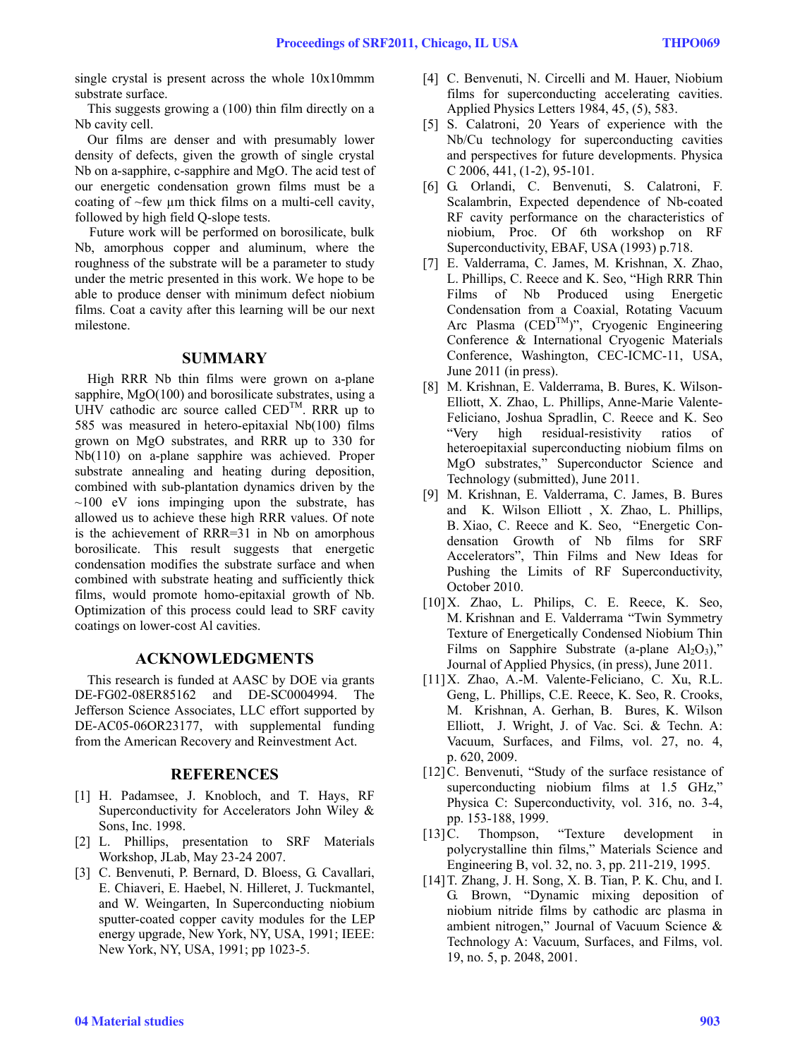single crystal is present across the whole 10x10mmm substrate surface.

This suggests growing a (100) thin film directly on a Nb cavity cell.

Our films are denser and with presumably lower density of defects, given the growth of single crystal Nb on a-sapphire, c-sapphire and MgO. The acid test of our energetic condensation grown films must be a coating of ~few µm thick films on a multi-cell cavity, followed by high field Q-slope tests.

Future work will be performed on borosilicate, bulk Nb, amorphous copper and aluminum, where the roughness of the substrate will be a parameter to study under the metric presented in this work. We hope to be able to produce denser with minimum defect niobium films. Coat a cavity after this learning will be our next milestone.

## SUMMARY

High RRR Nb thin films were grown on a-plane sapphire, MgO(100) and borosilicate substrates, using a UHV cathodic arc source called CED™. RRR up to 585 was measured in hetero-epitaxial Nb(100) films grown on MgO substrates, and RRR up to 330 for Nb(110) on a-plane sapphire was achieved. Proper substrate annealing and heating during deposition, combined with sub-plantation dynamics driven by the ~100 eV ions impinging upon the substrate, has allowed us to achieve these high RRR values. Of note is the achievement of RRR=31 in Nb on amorphous borosilicate. This result suggests that energetic condensation modifies the substrate surface and when combined with substrate heating and sufficiently thick films, would promote homo-epitaxial growth of Nb. Optimization of this process could lead to SRF cavity coatings on lower-cost Al cavities.

## ACKNOWLEDGMENTS

This research is funded at AASC by DOE via grants DE-FG02-08ER85162 and DE-SC0004994. The Jefferson Science Associates, LLC effort supported by DE-AC05-06OR23177, with supplemental funding from the American Recovery and Reinvestment Act.

## REFERENCES

[1] H. Padamsee, J. Knobloch, and T. Hays, RF Superconductivity for Accelerators John Wiley & Sons, Inc. 1998.

[2] L. Phillips, presentation to SRF Materials Workshop, JLab, May 23-24 2007.

[3] C. Benvenuti, P. Bernard, D. Bloess, G. Cavallari, E. Chiaveri, E. Haebel, N. Hilleret, J. Tuckmantel, and W. Weingarten, In Superconducting niobium sputter-coated copper cavity modules for the LEP energy upgrade, New York, NY, USA, 1991; IEEE: New York, NY, USA, 1991; pp 1023-5.

[4] C. Benvenuti, N. Circelli and M. Hauer, Niobium films for superconducting accelerating cavities. Applied Physics Letters 1984, 45, (5), 583.

[5] S. Calatroni, 20 Years of experience with the Nb/Cu technology for superconducting cavities and perspectives for future developments. Physica C 2006, 441, (1-2), 95-101.

[6] G. Orlandi, C. Benvenuti, S. Calatroni, F. Scalambrin, Expected dependence of Nb-coated RF cavity performance on the characteristics of niobium, Proc. Of 6th workshop on RF Superconductivity, EBAF, USA (1993) p.718.

[7] E. Valderrama, C. James, M. Krishnan, X. Zhao, L. Phillips, C. Reece and K. Seo, "High RRR Thin Films of Nb Produced using Energetic Condensation from a Coaxial, Rotating Vacuum Arc Plasma (CED™)", Cryogenic Engineering Conference & International Cryogenic Materials Conference, Washington, CEC-ICMC-11, USA, June 2011 (in press).

[8] M. Krishnan, E. Valderrama, B. Bures, K. Wilson-Elliott, X. Zhao, L. Phillips, Anne-Marie Valente-Feliciano, Joshua Spradlin, C. Reece and K. Seo "Very high residual-resistivity ratios of heteroepitaxial superconducting niobium films on MgO substrates," Superconductor Science and Technology (submitted), June 2011.

[9] M. Krishnan, E. Valderrama, C. James, B. Bures and K. Wilson Elliott , X. Zhao, L. Phillips, B. Xiao, C. Reece and K. Seo, "Energetic Condensation Growth of Nb films for SRF Accelerators", Thin Films and New Ideas for Pushing the Limits of RF Superconductivity, October 2010.

[10] X. Zhao, L. Philips, C. E. Reece, K. Seo, M. Krishnan and E. Valderrama "Twin Symmetry Texture of Energetically Condensed Niobium Thin Films on Sapphire Substrate (a-plane $Al_2O_3$)," Journal of Applied Physics, (in press), June 2011.

[11] X. Zhao, A.-M. Valente-Feliciano, C. Xu, R.L. Geng, L. Phillips, C.E. Reece, K. Seo, R. Crooks, M. Krishnan, A. Gerhan, B. Bures, K. Wilson Elliott, J. Wright, J. of Vac. Sci. & Techn. A: Vacuum, Surfaces, and Films, vol. 27, no. 4, p. 620, 2009.

[12] C. Benvenuti, "Study of the surface resistance of superconducting niobium films at 1.5 GHz," Physica C: Superconductivity, vol. 316, no. 3-4, pp. 153-188, 1999.

[13] C. Thompson, "Texture development in polycrystalline thin films," Materials Science and Engineering B, vol. 32, no. 3, pp. 211-219, 1995.

[14] T. Zhang, J. H. Song, X. B. Tian, P. K. Chu, and I. G. Brown, "Dynamic mixing deposition of niobium nitride films by cathodic arc plasma in ambient nitrogen," Journal of Vacuum Science & Technology A: Vacuum, Surfaces, and Films, vol. 19, no. 5, p. 2048, 2001.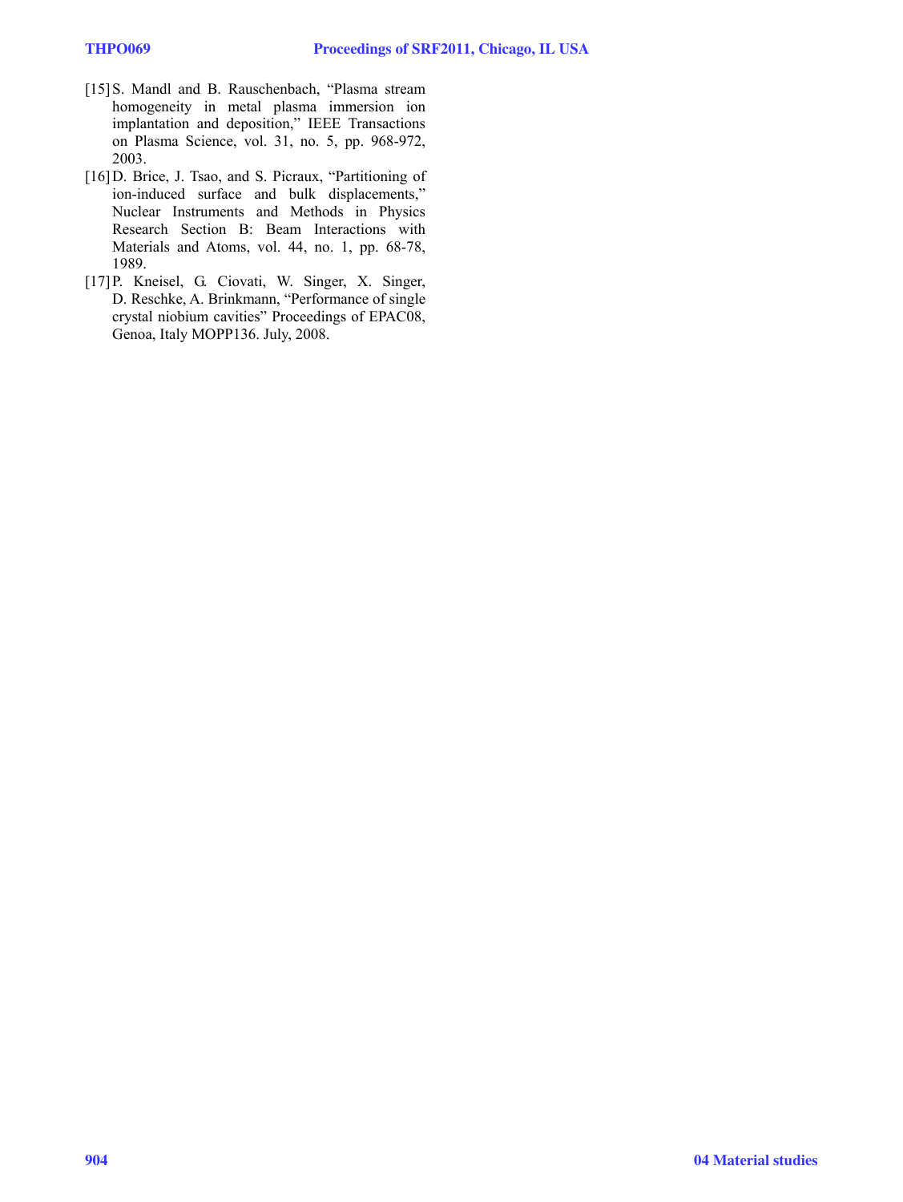[15] S. Mandl and B. Rauschenbach, "Plasma stream homogeneity in metal plasma immersion ion implantation and deposition," IEEE Transactions on Plasma Science, vol. 31, no. 5, pp. 968-972, 2003.

[16] D. Brice, J. Tsao, and S. Picraux, "Partitioning of ion-induced surface and bulk displacements," Nuclear Instruments and Methods in Physics Research Section B: Beam Interactions with Materials and Atoms, vol. 44, no. 1, pp. 68-78, 1989.

[17] P. Kneisel, G. Ciovati, W. Singer, X. Singer, D. Reschke, A. Brinkmann, "Performance of single crystal niobium cavities" Proceedings of EPAC08, Genoa, Italy MOPP136. July, 2008.